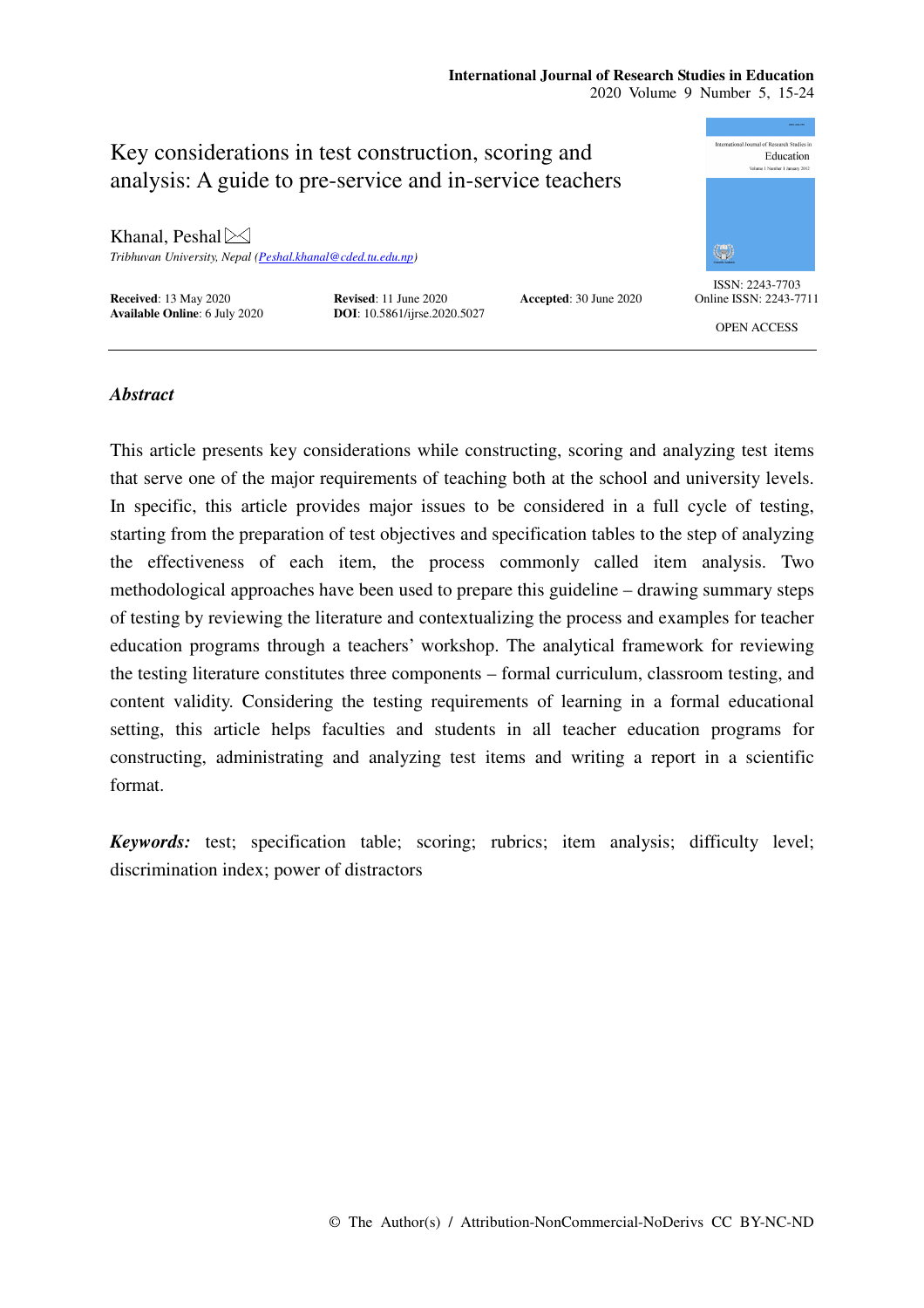# Key considerations in test construction, scoring and analysis: A guide to pre-service and in-service teachers

Khanal, Peshal

*Tribhuvan University, Nepal (Peshal.khanal@cded.tu.edu.np)*

**Received**: 13 May 2020 **Revised**: 11 June 2020 **Accepted**: 30 June 2020
**Available Online**: 6 July 2020 **DOI**: 10.5861/ijrse.2020.5027

ISSN: 2243-7703
Online ISSN: 2243-7711

OPEN ACCESS

## *Abstract*

This article presents key considerations while constructing, scoring and analyzing test items that serve one of the major requirements of teaching both at the school and university levels. In specific, this article provides major issues to be considered in a full cycle of testing, starting from the preparation of test objectives and specification tables to the step of analyzing the effectiveness of each item, the process commonly called item analysis. Two methodological approaches have been used to prepare this guideline – drawing summary steps of testing by reviewing the literature and contextualizing the process and examples for teacher education programs through a teachers' workshop. The analytical framework for reviewing the testing literature constitutes three components – formal curriculum, classroom testing, and content validity. Considering the testing requirements of learning in a formal educational setting, this article helps faculties and students in all teacher education programs for constructing, administrating and analyzing test items and writing a report in a scientific format.

***Keywords:*** test; specification table; scoring; rubrics; item analysis; difficulty level; discrimination index; power of distractors

© The Author(s) / Attribution-NonCommercial-NoDerivs CC BY-NC-ND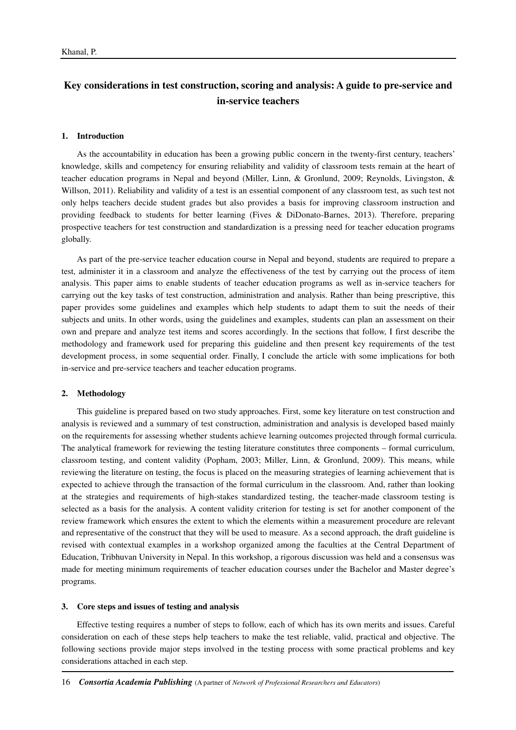# Key considerations in test construction, scoring and analysis: A guide to pre-service and in-service teachers

## 1. Introduction

As the accountability in education has been a growing public concern in the twenty-first century, teachers' knowledge, skills and competency for ensuring reliability and validity of classroom tests remain at the heart of teacher education programs in Nepal and beyond (Miller, Linn, & Gronlund, 2009; Reynolds, Livingston, & Willson, 2011). Reliability and validity of a test is an essential component of any classroom test, as such test not only helps teachers decide student grades but also provides a basis for improving classroom instruction and providing feedback to students for better learning (Fives & DiDonato-Barnes, 2013). Therefore, preparing prospective teachers for test construction and standardization is a pressing need for teacher education programs globally.

As part of the pre-service teacher education course in Nepal and beyond, students are required to prepare a test, administer it in a classroom and analyze the effectiveness of the test by carrying out the process of item analysis. This paper aims to enable students of teacher education programs as well as in-service teachers for carrying out the key tasks of test construction, administration and analysis. Rather than being prescriptive, this paper provides some guidelines and examples which help students to adapt them to suit the needs of their subjects and units. In other words, using the guidelines and examples, students can plan an assessment on their own and prepare and analyze test items and scores accordingly. In the sections that follow, I first describe the methodology and framework used for preparing this guideline and then present key requirements of the test development process, in some sequential order. Finally, I conclude the article with some implications for both in-service and pre-service teachers and teacher education programs.

## 2. Methodology

This guideline is prepared based on two study approaches. First, some key literature on test construction and analysis is reviewed and a summary of test construction, administration and analysis is developed based mainly on the requirements for assessing whether students achieve learning outcomes projected through formal curricula. The analytical framework for reviewing the testing literature constitutes three components – formal curriculum, classroom testing, and content validity (Popham, 2003; Miller, Linn, & Gronlund, 2009). This means, while reviewing the literature on testing, the focus is placed on the measuring strategies of learning achievement that is expected to achieve through the transaction of the formal curriculum in the classroom. And, rather than looking at the strategies and requirements of high-stakes standardized testing, the teacher-made classroom testing is selected as a basis for the analysis. A content validity criterion for testing is set for another component of the review framework which ensures the extent to which the elements within a measurement procedure are relevant and representative of the construct that they will be used to measure. As a second approach, the draft guideline is revised with contextual examples in a workshop organized among the faculties at the Central Department of Education, Tribhuvan University in Nepal. In this workshop, a rigorous discussion was held and a consensus was made for meeting minimum requirements of teacher education courses under the Bachelor and Master degree's programs.

## 3. Core steps and issues of testing and analysis

Effective testing requires a number of steps to follow, each of which has its own merits and issues. Careful consideration on each of these steps help teachers to make the test reliable, valid, practical and objective. The following sections provide major steps involved in the testing process with some practical problems and key considerations attached in each step.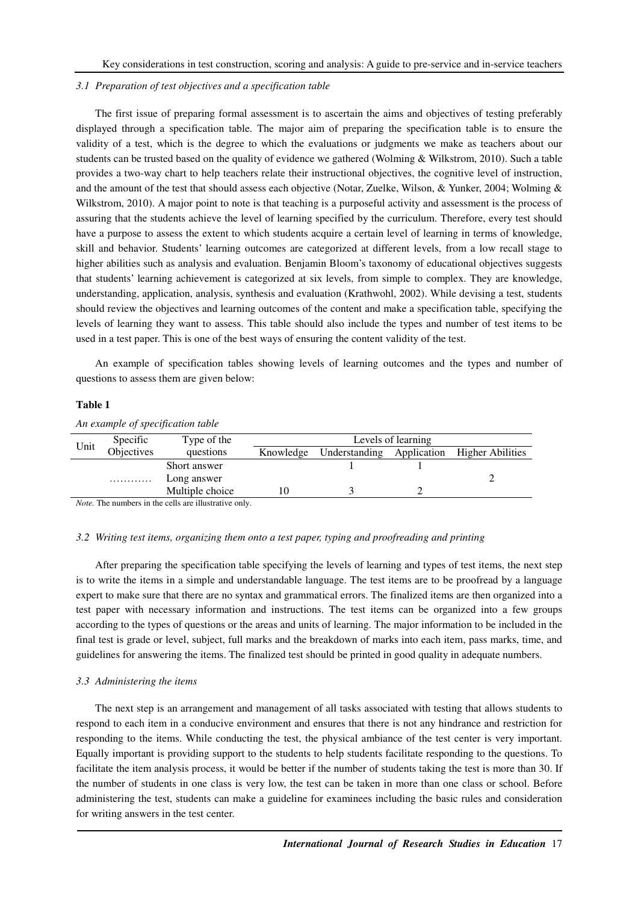### *3.1 Preparation of test objectives and a specification table*

The first issue of preparing formal assessment is to ascertain the aims and objectives of testing preferably displayed through a specification table. The major aim of preparing the specification table is to ensure the validity of a test, which is the degree to which the evaluations or judgments we make as teachers about our students can be trusted based on the quality of evidence we gathered (Wolming & Wilkstrom, 2010). Such a table provides a two-way chart to help teachers relate their instructional objectives, the cognitive level of instruction, and the amount of the test that should assess each objective (Notar, Zuelke, Wilson, & Yunker, 2004; Wolming & Wilkstrom, 2010). A major point to note is that teaching is a purposeful activity and assessment is the process of assuring that the students achieve the level of learning specified by the curriculum. Therefore, every test should have a purpose to assess the extent to which students acquire a certain level of learning in terms of knowledge, skill and behavior. Students' learning outcomes are categorized at different levels, from a low recall stage to higher abilities such as analysis and evaluation. Benjamin Bloom's taxonomy of educational objectives suggests that students' learning achievement is categorized at six levels, from simple to complex. They are knowledge, understanding, application, analysis, synthesis and evaluation (Krathwohl, 2002). While devising a test, students should review the objectives and learning outcomes of the content and make a specification table, specifying the levels of learning they want to assess. This table should also include the types and number of test items to be used in a test paper. This is one of the best ways of ensuring the content validity of the test.

An example of specification tables showing levels of learning outcomes and the types and number of questions to assess them are given below:

**Table 1**

*An example of specification table*

| Unit | Specific Objectives | Type of the questions | Levels of learning | | | |
|---|---|---|---|---|---|---|
| | | | Knowledge | Understanding | Application | Higher Abilities |
| | | Short answer | | 1 | 1 | |
| | ………… | Long answer | | | | 2 |
| | | Multiple choice | 10 | 3 | 2 | |

*Note.* The numbers in the cells are illustrative only.

### *3.2 Writing test items, organizing them onto a test paper, typing and proofreading and printing*

After preparing the specification table specifying the levels of learning and types of test items, the next step is to write the items in a simple and understandable language. The test items are to be proofread by a language expert to make sure that there are no syntax and grammatical errors. The finalized items are then organized into a test paper with necessary information and instructions. The test items can be organized into a few groups according to the types of questions or the areas and units of learning. The major information to be included in the final test is grade or level, subject, full marks and the breakdown of marks into each item, pass marks, time, and guidelines for answering the items. The finalized test should be printed in good quality in adequate numbers.

### *3.3 Administering the items*

The next step is an arrangement and management of all tasks associated with testing that allows students to respond to each item in a conducive environment and ensures that there is not any hindrance and restriction for responding to the items. While conducting the test, the physical ambiance of the test center is very important. Equally important is providing support to the students to help students facilitate responding to the questions. To facilitate the item analysis process, it would be better if the number of students taking the test is more than 30. If the number of students in one class is very low, the test can be taken in more than one class or school. Before administering the test, students can make a guideline for examinees including the basic rules and consideration for writing answers in the test center.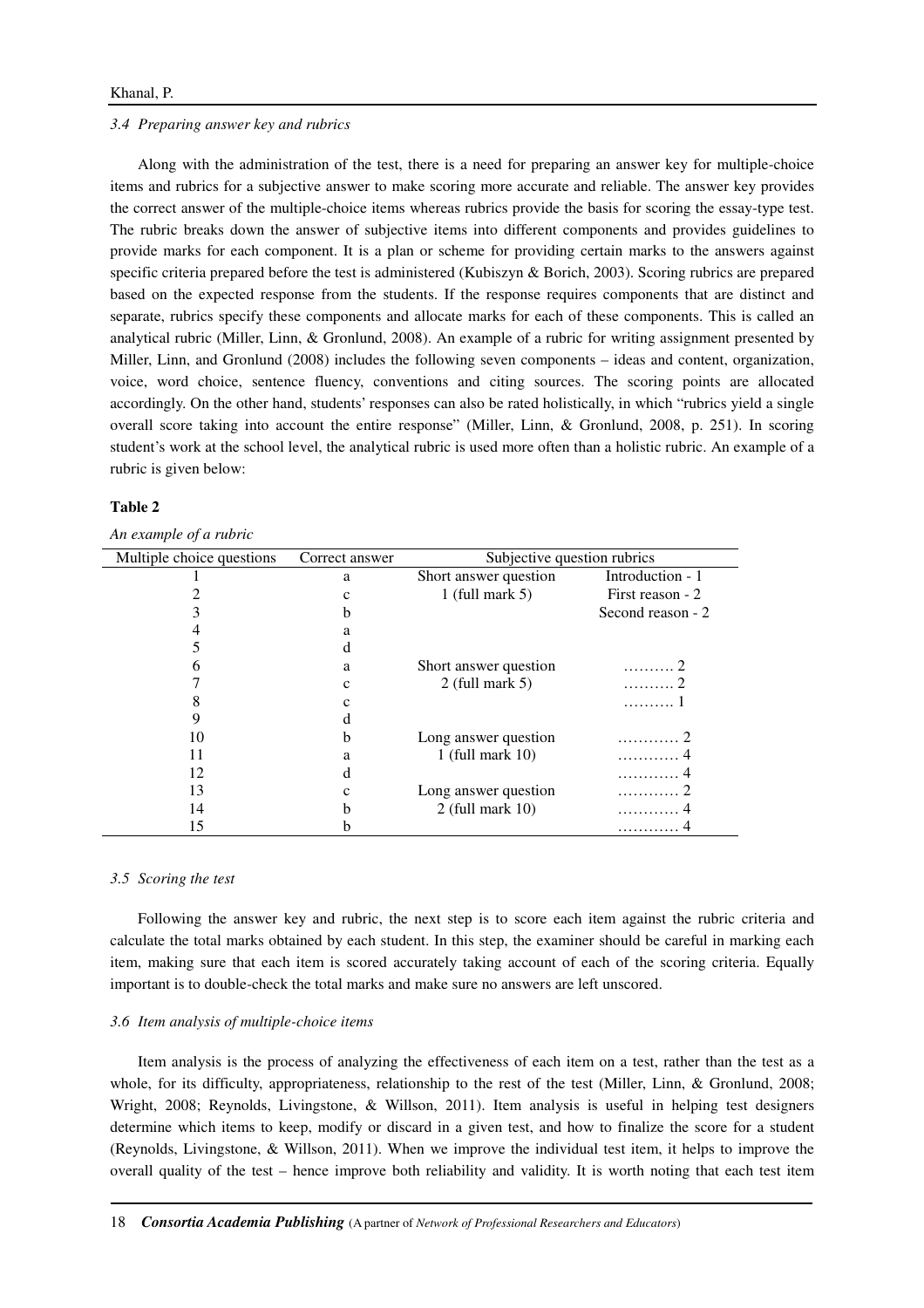### *3.4 Preparing answer key and rubrics*

Along with the administration of the test, there is a need for preparing an answer key for multiple-choice items and rubrics for a subjective answer to make scoring more accurate and reliable. The answer key provides the correct answer of the multiple-choice items whereas rubrics provide the basis for scoring the essay-type test. The rubric breaks down the answer of subjective items into different components and provides guidelines to provide marks for each component. It is a plan or scheme for providing certain marks to the answers against specific criteria prepared before the test is administered (Kubiszyn & Borich, 2003). Scoring rubrics are prepared based on the expected response from the students. If the response requires components that are distinct and separate, rubrics specify these components and allocate marks for each of these components. This is called an analytical rubric (Miller, Linn, & Gronlund, 2008). An example of a rubric for writing assignment presented by Miller, Linn, and Gronlund (2008) includes the following seven components – ideas and content, organization, voice, word choice, sentence fluency, conventions and citing sources. The scoring points are allocated accordingly. On the other hand, students' responses can also be rated holistically, in which "rubrics yield a single overall score taking into account the entire response" (Miller, Linn, & Gronlund, 2008, p. 251). In scoring student's work at the school level, the analytical rubric is used more often than a holistic rubric. An example of a rubric is given below:

**Table 2**

*An example of a rubric*

| Multiple choice questions | Correct answer | Subjective question rubrics | |
|---|---|---|---|
| 1 | a | Short answer question | Introduction - 1 |
| 2 | c | 1 (full mark 5) | First reason - 2 |
| 3 | b | | Second reason - 2 |
| 4 | a | | |
| 5 | d | | |
| 6 | a | Short answer question | ………. 2 |
| 7 | c | 2 (full mark 5) | ………. 2 |
| 8 | c | | ………. 1 |
| 9 | d | | |
| 10 | b | Long answer question | ………… 2 |
| 11 | a | 1 (full mark 10) | ………… 4 |
| 12 | d | | ………… 4 |
| 13 | c | Long answer question | ………… 2 |
| 14 | b | 2 (full mark 10) | ………… 4 |
| 15 | b | | ………… 4 |

### *3.5 Scoring the test*

Following the answer key and rubric, the next step is to score each item against the rubric criteria and calculate the total marks obtained by each student. In this step, the examiner should be careful in marking each item, making sure that each item is scored accurately taking account of each of the scoring criteria. Equally important is to double-check the total marks and make sure no answers are left unscored.

### *3.6 Item analysis of multiple-choice items*

Item analysis is the process of analyzing the effectiveness of each item on a test, rather than the test as a whole, for its difficulty, appropriateness, relationship to the rest of the test (Miller, Linn, & Gronlund, 2008; Wright, 2008; Reynolds, Livingstone, & Willson, 2011). Item analysis is useful in helping test designers determine which items to keep, modify or discard in a given test, and how to finalize the score for a student (Reynolds, Livingstone, & Willson, 2011). When we improve the individual test item, it helps to improve the overall quality of the test – hence improve both reliability and validity. It is worth noting that each test item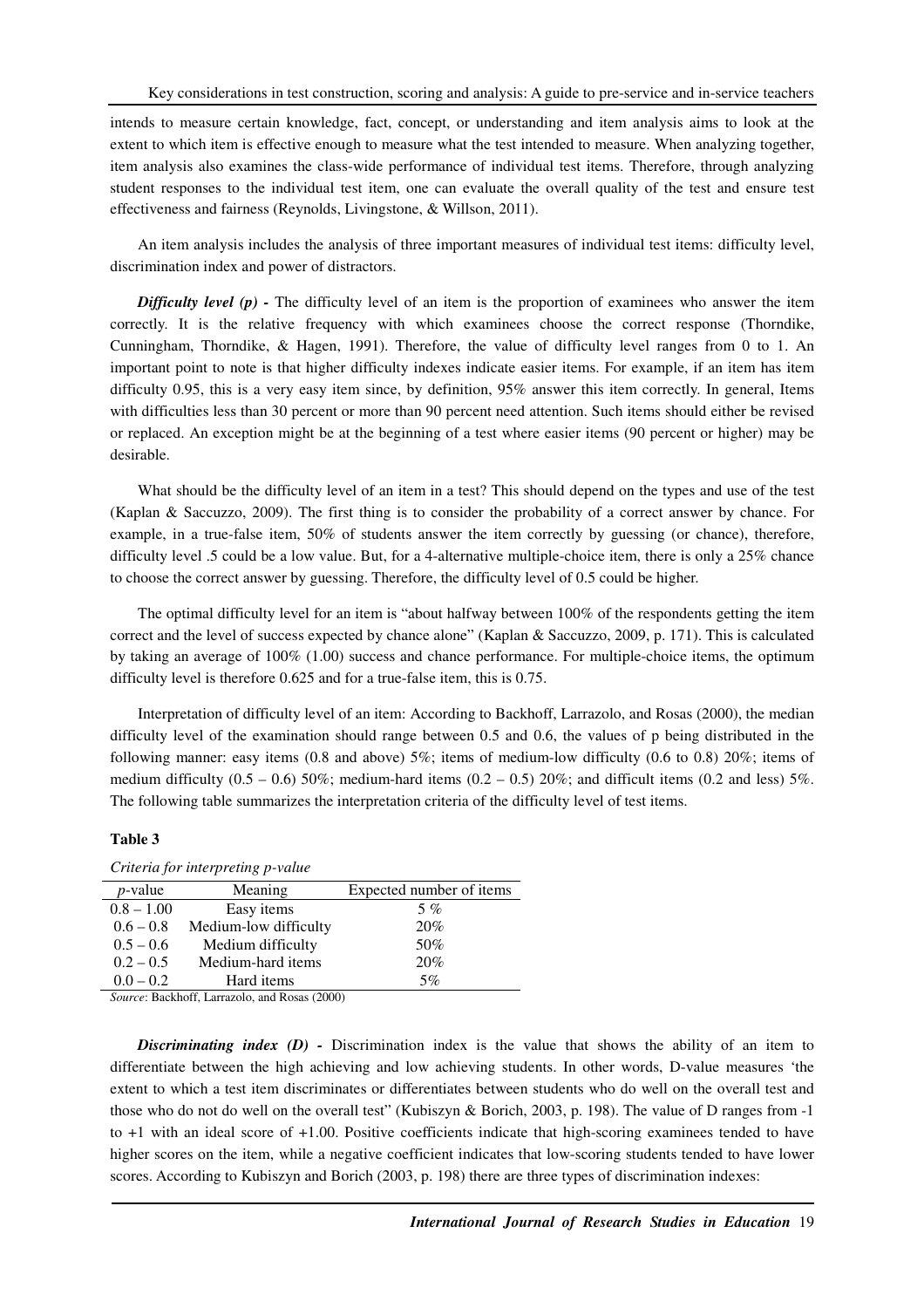intends to measure certain knowledge, fact, concept, or understanding and item analysis aims to look at the extent to which item is effective enough to measure what the test intended to measure. When analyzing together, item analysis also examines the class-wide performance of individual test items. Therefore, through analyzing student responses to the individual test item, one can evaluate the overall quality of the test and ensure test effectiveness and fairness (Reynolds, Livingstone, & Willson, 2011).

An item analysis includes the analysis of three important measures of individual test items: difficulty level, discrimination index and power of distractors.

***Difficulty level (p) -*** The difficulty level of an item is the proportion of examinees who answer the item correctly. It is the relative frequency with which examinees choose the correct response (Thorndike, Cunningham, Thorndike, & Hagen, 1991). Therefore, the value of difficulty level ranges from 0 to 1. An important point to note is that higher difficulty indexes indicate easier items. For example, if an item has item difficulty 0.95, this is a very easy item since, by definition, 95% answer this item correctly. In general, Items with difficulties less than 30 percent or more than 90 percent need attention. Such items should either be revised or replaced. An exception might be at the beginning of a test where easier items (90 percent or higher) may be desirable.

What should be the difficulty level of an item in a test? This should depend on the types and use of the test (Kaplan & Saccuzzo, 2009). The first thing is to consider the probability of a correct answer by chance. For example, in a true-false item, 50% of students answer the item correctly by guessing (or chance), therefore, difficulty level .5 could be a low value. But, for a 4-alternative multiple-choice item, there is only a 25% chance to choose the correct answer by guessing. Therefore, the difficulty level of 0.5 could be higher.

The optimal difficulty level for an item is "about halfway between 100% of the respondents getting the item correct and the level of success expected by chance alone" (Kaplan & Saccuzzo, 2009, p. 171). This is calculated by taking an average of 100% (1.00) success and chance performance. For multiple-choice items, the optimum difficulty level is therefore 0.625 and for a true-false item, this is 0.75.

Interpretation of difficulty level of an item: According to Backhoff, Larrazolo, and Rosas (2000), the median difficulty level of the examination should range between 0.5 and 0.6, the values of p being distributed in the following manner: easy items (0.8 and above) 5%; items of medium-low difficulty (0.6 to 0.8) 20%; items of medium difficulty (0.5 – 0.6) 50%; medium-hard items (0.2 – 0.5) 20%; and difficult items (0.2 and less) 5%. The following table summarizes the interpretation criteria of the difficulty level of test items.

**Table 3**

*Criteria for interpreting p-value*

| *p*-value | Meaning | Expected number of items |
|---|---|---|
| 0.8 – 1.00 | Easy items | 5 % |
| 0.6 – 0.8 | Medium-low difficulty | 20% |
| 0.5 – 0.6 | Medium difficulty | 50% |
| 0.2 – 0.5 | Medium-hard items | 20% |
| 0.0 – 0.2 | Hard items | 5% |

*Source*: Backhoff, Larrazolo, and Rosas (2000)

***Discriminating index (D) -*** Discrimination index is the value that shows the ability of an item to differentiate between the high achieving and low achieving students. In other words, D-value measures 'the extent to which a test item discriminates or differentiates between students who do well on the overall test and those who do not do well on the overall test" (Kubiszyn & Borich, 2003, p. 198). The value of D ranges from -1 to +1 with an ideal score of +1.00. Positive coefficients indicate that high-scoring examinees tended to have higher scores on the item, while a negative coefficient indicates that low-scoring students tended to have lower scores. According to Kubiszyn and Borich (2003, p. 198) there are three types of discrimination indexes: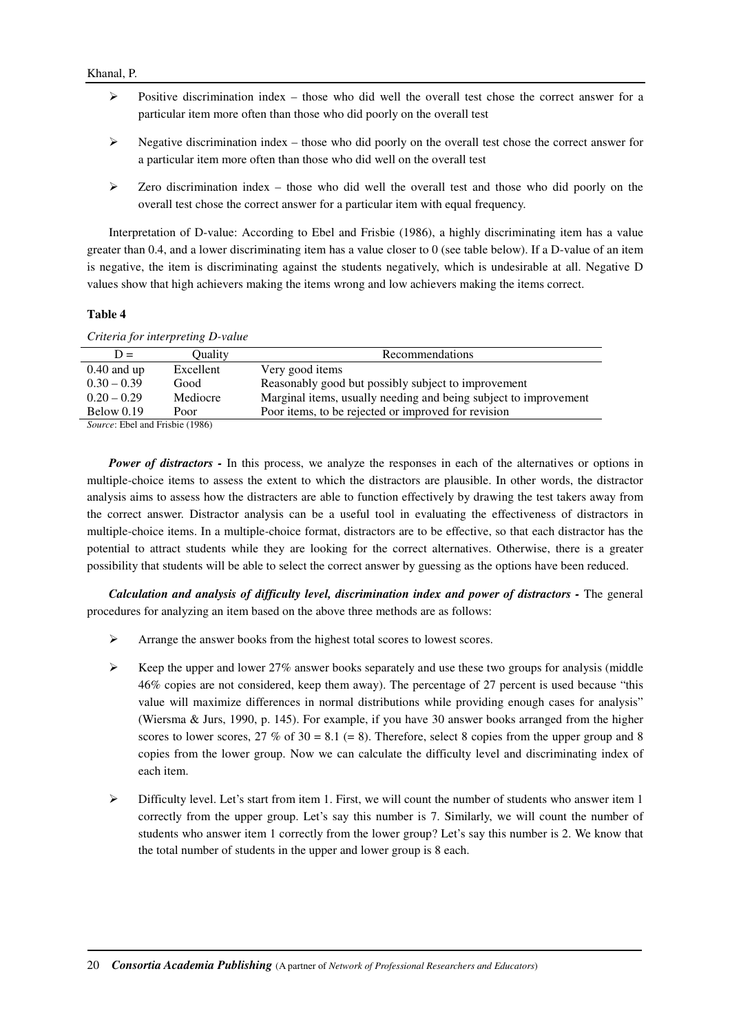- Positive discrimination index – those who did well the overall test chose the correct answer for a particular item more often than those who did poorly on the overall test
- Negative discrimination index – those who did poorly on the overall test chose the correct answer for a particular item more often than those who did well on the overall test
- Zero discrimination index – those who did well the overall test and those who did poorly on the overall test chose the correct answer for a particular item with equal frequency.

Interpretation of D-value: According to Ebel and Frisbie (1986), a highly discriminating item has a value greater than 0.4, and a lower discriminating item has a value closer to 0 (see table below). If a D-value of an item is negative, the item is discriminating against the students negatively, which is undesirable at all. Negative D values show that high achievers making the items wrong and low achievers making the items correct.

**Table 4**

*Criteria for interpreting D-value*

| D = | Quality | Recommendations |
| --- | --- | --- |
| 0.40 and up | Excellent | Very good items |
| 0.30 – 0.39 | Good | Reasonably good but possibly subject to improvement |
| 0.20 – 0.29 | Mediocre | Marginal items, usually needing and being subject to improvement |
| Below 0.19 | Poor | Poor items, to be rejected or improved for revision |

*Source*: Ebel and Frisbie (1986)

***Power of distractors -*** In this process, we analyze the responses in each of the alternatives or options in multiple-choice items to assess the extent to which the distractors are plausible. In other words, the distractor analysis aims to assess how the distracters are able to function effectively by drawing the test takers away from the correct answer. Distractor analysis can be a useful tool in evaluating the effectiveness of distractors in multiple-choice items. In a multiple-choice format, distractors are to be effective, so that each distractor has the potential to attract students while they are looking for the correct alternatives. Otherwise, there is a greater possibility that students will be able to select the correct answer by guessing as the options have been reduced.

***Calculation and analysis of difficulty level, discrimination index and power of distractors -*** The general procedures for analyzing an item based on the above three methods are as follows:

- Arrange the answer books from the highest total scores to lowest scores.
- Keep the upper and lower 27% answer books separately and use these two groups for analysis (middle 46% copies are not considered, keep them away). The percentage of 27 percent is used because "this value will maximize differences in normal distributions while providing enough cases for analysis" (Wiersma & Jurs, 1990, p. 145). For example, if you have 30 answer books arranged from the higher scores to lower scores, 27 % of 30 = 8.1 (= 8). Therefore, select 8 copies from the upper group and 8 copies from the lower group. Now we can calculate the difficulty level and discriminating index of each item.
- Difficulty level. Let's start from item 1. First, we will count the number of students who answer item 1 correctly from the upper group. Let's say this number is 7. Similarly, we will count the number of students who answer item 1 correctly from the lower group? Let's say this number is 2. We know that the total number of students in the upper and lower group is 8 each.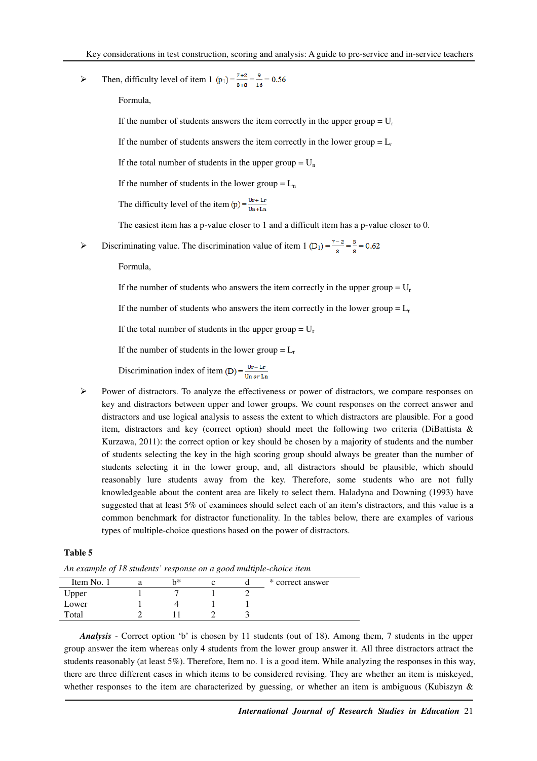- Then, difficulty level of item 1 $(p_1) = \frac{7+2}{8+8} = \frac{9}{16} = 0.56$

  Formula,

  If the number of students answers the item correctly in the upper group = $U_r$

  If the number of students answers the item correctly in the lower group = $L_r$

  If the total number of students in the upper group = $U_n$

  If the number of students in the lower group = $L_n$

  The difficulty level of the item $(p) = \frac{Ur + Lr}{Un + Ln}$

  The easiest item has a p-value closer to 1 and a difficult item has a p-value closer to 0.

- Discriminating value. The discrimination value of item 1 $(D_1) = \frac{7-2}{8} = \frac{5}{8} = 0.62$

  Formula,

  If the number of students who answers the item correctly in the upper group = $U_r$

  If the number of students who answers the item correctly in the lower group = $L_r$

  If the total number of students in the upper group = $U_r$

  If the number of students in the lower group = $L_r$

  Discrimination index of item $(D) = \frac{Ur - Lr}{Un \text{ } or \text{ } Ln}$

- Power of distractors. To analyze the effectiveness or power of distractors, we compare responses on key and distractors between upper and lower groups. We count responses on the correct answer and distractors and use logical analysis to assess the extent to which distractors are plausible. For a good item, distractors and key (correct option) should meet the following two criteria (DiBattista & Kurzawa, 2011): the correct option or key should be chosen by a majority of students and the number of students selecting the key in the high scoring group should always be greater than the number of students selecting it in the lower group, and, all distractors should be plausible, which should reasonably lure students away from the key. Therefore, some students who are not fully knowledgeable about the content area are likely to select them. Haladyna and Downing (1993) have suggested that at least 5% of examinees should select each of an item's distractors, and this value is a common benchmark for distractor functionality. In the tables below, there are examples of various types of multiple-choice questions based on the power of distractors.

**Table 5**

*An example of 18 students' response on a good multiple-choice item*

| Item No. 1 | a | b* | c | d | * correct answer |
|---|---|---|---|---|---|
| Upper | 1 | 7 | 1 | 2 | |
| Lower | 1 | 4 | 1 | 1 | |
| Total | 2 | 11 | 2 | 3 | |

***Analysis*** - Correct option 'b' is chosen by 11 students (out of 18). Among them, 7 students in the upper group answer the item whereas only 4 students from the lower group answer it. All three distractors attract the students reasonably (at least 5%). Therefore, Item no. 1 is a good item. While analyzing the responses in this way, there are three different cases in which items to be considered revising. They are whether an item is miskeyed, whether responses to the item are characterized by guessing, or whether an item is ambiguous (Kubiszyn &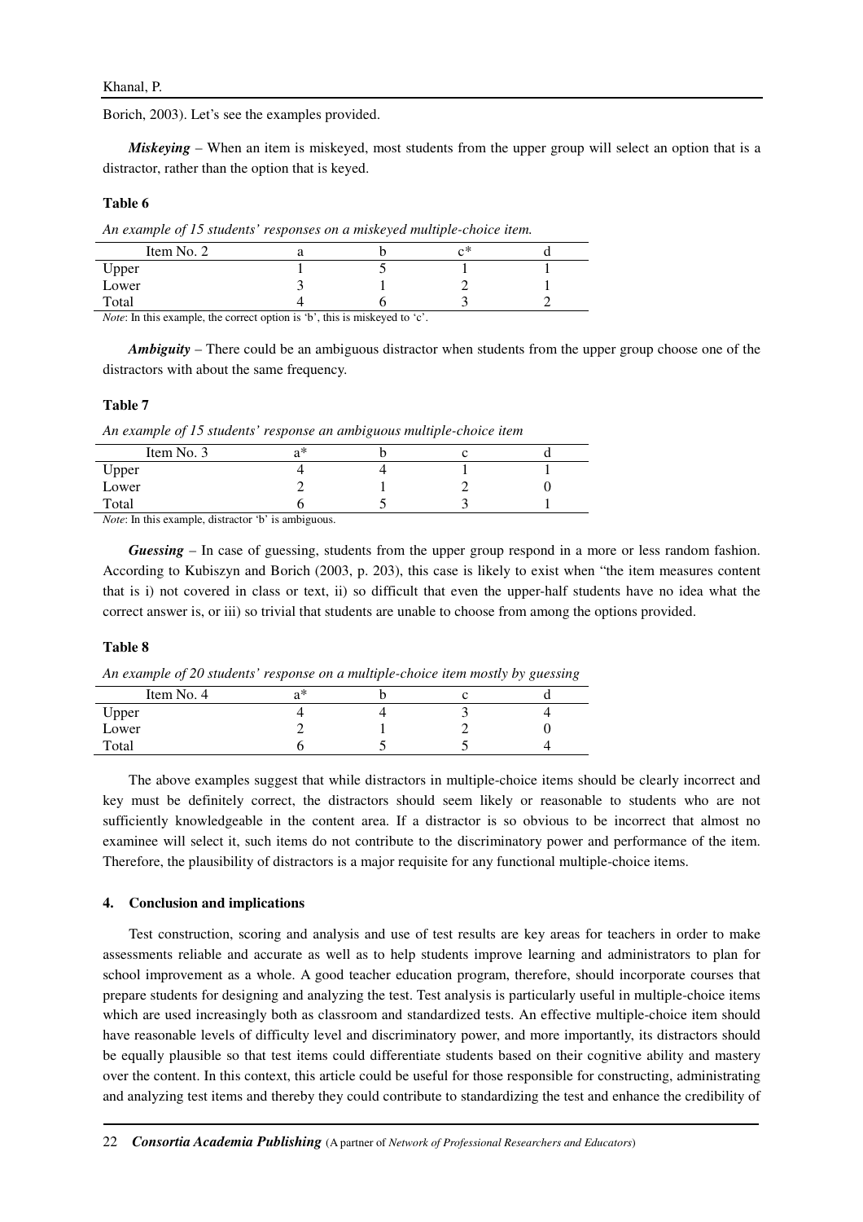Borich, 2003). Let's see the examples provided.

***Miskeying*** – When an item is miskeyed, most students from the upper group will select an option that is a distractor, rather than the option that is keyed.

**Table 6**

*An example of 15 students' responses on a miskeyed multiple-choice item.*

| Item No. 2 | a | b | c* | d |
|---|---|---|---|---|
| Upper | 1 | 5 | 1 | 1 |
| Lower | 3 | 1 | 2 | 1 |
| Total | 4 | 6 | 3 | 2 |

*Note*: In this example, the correct option is 'b', this is miskeyed to 'c'.

***Ambiguity*** – There could be an ambiguous distractor when students from the upper group choose one of the distractors with about the same frequency.

**Table 7**

*An example of 15 students' response an ambiguous multiple-choice item*

| Item No. 3 | a* | b | c | d |
|---|---|---|---|---|
| Upper | 4 | 4 | 1 | 1 |
| Lower | 2 | 1 | 2 | 0 |
| Total | 6 | 5 | 3 | 1 |

*Note*: In this example, distractor 'b' is ambiguous.

***Guessing*** – In case of guessing, students from the upper group respond in a more or less random fashion. According to Kubiszyn and Borich (2003, p. 203), this case is likely to exist when "the item measures content that is i) not covered in class or text, ii) so difficult that even the upper-half students have no idea what the correct answer is, or iii) so trivial that students are unable to choose from among the options provided.

**Table 8**

*An example of 20 students' response on a multiple-choice item mostly by guessing*

| Item No. 4 | a* | b | c | d |
|---|---|---|---|---|
| Upper | 4 | 4 | 3 | 4 |
| Lower | 2 | 1 | 2 | 0 |
| Total | 6 | 5 | 5 | 4 |

The above examples suggest that while distractors in multiple-choice items should be clearly incorrect and key must be definitely correct, the distractors should seem likely or reasonable to students who are not sufficiently knowledgeable in the content area. If a distractor is so obvious to be incorrect that almost no examinee will select it, such items do not contribute to the discriminatory power and performance of the item. Therefore, the plausibility of distractors is a major requisite for any functional multiple-choice items.

## 4. Conclusion and implications

Test construction, scoring and analysis and use of test results are key areas for teachers in order to make assessments reliable and accurate as well as to help students improve learning and administrators to plan for school improvement as a whole. A good teacher education program, therefore, should incorporate courses that prepare students for designing and analyzing the test. Test analysis is particularly useful in multiple-choice items which are used increasingly both as classroom and standardized tests. An effective multiple-choice item should have reasonable levels of difficulty level and discriminatory power, and more importantly, its distractors should be equally plausible so that test items could differentiate students based on their cognitive ability and mastery over the content. In this context, this article could be useful for those responsible for constructing, administrating and analyzing test items and thereby they could contribute to standardizing the test and enhance the credibility of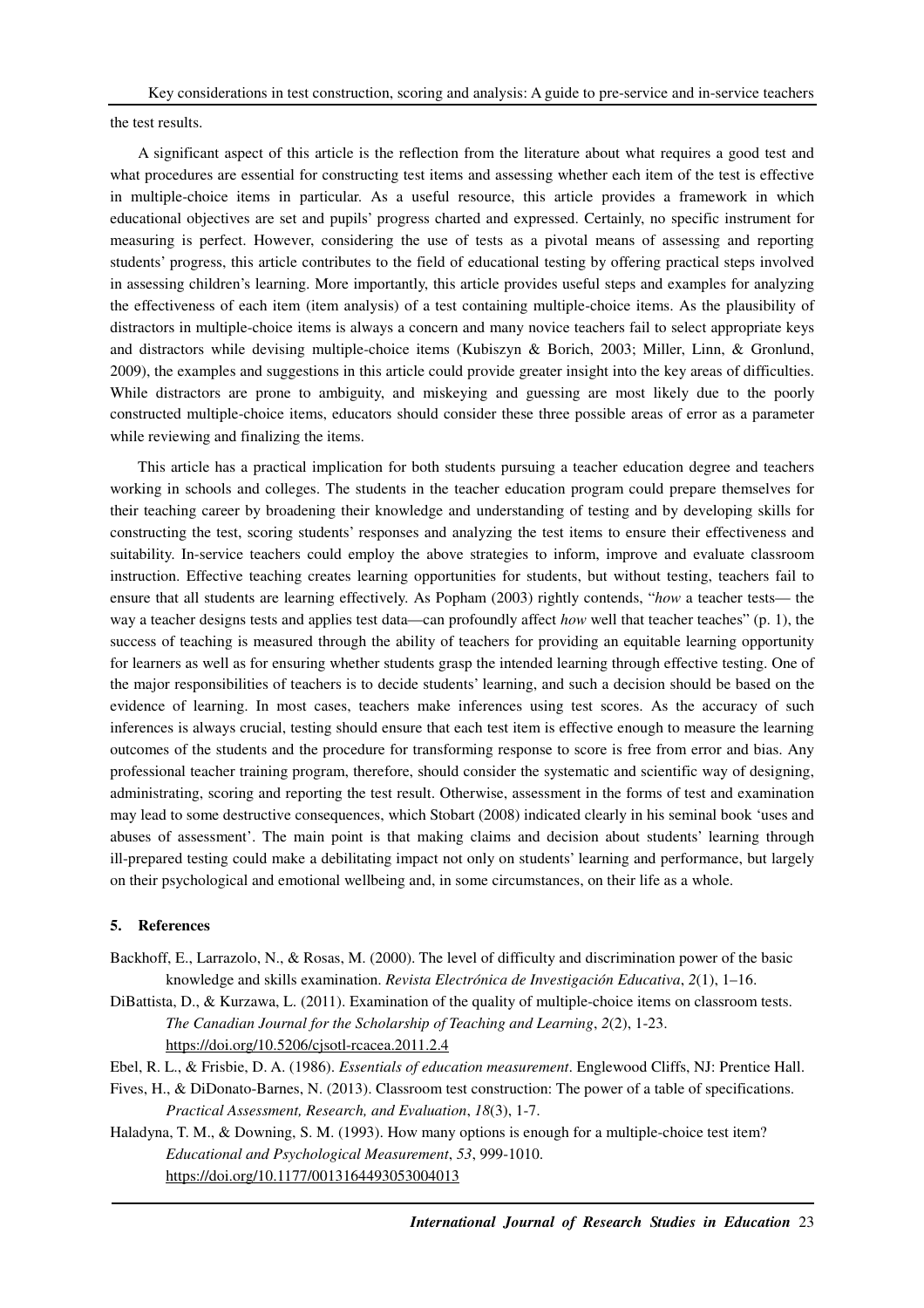the test results.

A significant aspect of this article is the reflection from the literature about what requires a good test and what procedures are essential for constructing test items and assessing whether each item of the test is effective in multiple-choice items in particular. As a useful resource, this article provides a framework in which educational objectives are set and pupils' progress charted and expressed. Certainly, no specific instrument for measuring is perfect. However, considering the use of tests as a pivotal means of assessing and reporting students' progress, this article contributes to the field of educational testing by offering practical steps involved in assessing children's learning. More importantly, this article provides useful steps and examples for analyzing the effectiveness of each item (item analysis) of a test containing multiple-choice items. As the plausibility of distractors in multiple-choice items is always a concern and many novice teachers fail to select appropriate keys and distractors while devising multiple-choice items (Kubiszyn & Borich, 2003; Miller, Linn, & Gronlund, 2009), the examples and suggestions in this article could provide greater insight into the key areas of difficulties. While distractors are prone to ambiguity, and miskeying and guessing are most likely due to the poorly constructed multiple-choice items, educators should consider these three possible areas of error as a parameter while reviewing and finalizing the items.

This article has a practical implication for both students pursuing a teacher education degree and teachers working in schools and colleges. The students in the teacher education program could prepare themselves for their teaching career by broadening their knowledge and understanding of testing and by developing skills for constructing the test, scoring students' responses and analyzing the test items to ensure their effectiveness and suitability. In-service teachers could employ the above strategies to inform, improve and evaluate classroom instruction. Effective teaching creates learning opportunities for students, but without testing, teachers fail to ensure that all students are learning effectively. As Popham (2003) rightly contends, "*how* a teacher tests— the way a teacher designs tests and applies test data—can profoundly affect *how* well that teacher teaches" (p. 1), the success of teaching is measured through the ability of teachers for providing an equitable learning opportunity for learners as well as for ensuring whether students grasp the intended learning through effective testing. One of the major responsibilities of teachers is to decide students' learning, and such a decision should be based on the evidence of learning. In most cases, teachers make inferences using test scores. As the accuracy of such inferences is always crucial, testing should ensure that each test item is effective enough to measure the learning outcomes of the students and the procedure for transforming response to score is free from error and bias. Any professional teacher training program, therefore, should consider the systematic and scientific way of designing, administrating, scoring and reporting the test result. Otherwise, assessment in the forms of test and examination may lead to some destructive consequences, which Stobart (2008) indicated clearly in his seminal book 'uses and abuses of assessment'. The main point is that making claims and decision about students' learning through ill-prepared testing could make a debilitating impact not only on students' learning and performance, but largely on their psychological and emotional wellbeing and, in some circumstances, on their life as a whole.

## 5. References

Backhoff, E., Larrazolo, N., & Rosas, M. (2000). The level of difficulty and discrimination power of the basic knowledge and skills examination. *Revista Electrónica de Investigación Educativa*, *2*(1), 1–16.

DiBattista, D., & Kurzawa, L. (2011). Examination of the quality of multiple-choice items on classroom tests. *The Canadian Journal for the Scholarship of Teaching and Learning*, *2*(2), 1-23. https://doi.org/10.5206/cjsotl-rcacea.2011.2.4

Ebel, R. L., & Frisbie, D. A. (1986). *Essentials of education measurement*. Englewood Cliffs, NJ: Prentice Hall.

Fives, H., & DiDonato-Barnes, N. (2013). Classroom test construction: The power of a table of specifications. *Practical Assessment, Research, and Evaluation*, *18*(3), 1-7.

Haladyna, T. M., & Downing, S. M. (1993). How many options is enough for a multiple-choice test item? *Educational and Psychological Measurement*, *53*, 999-1010. https://doi.org/10.1177/0013164493053004013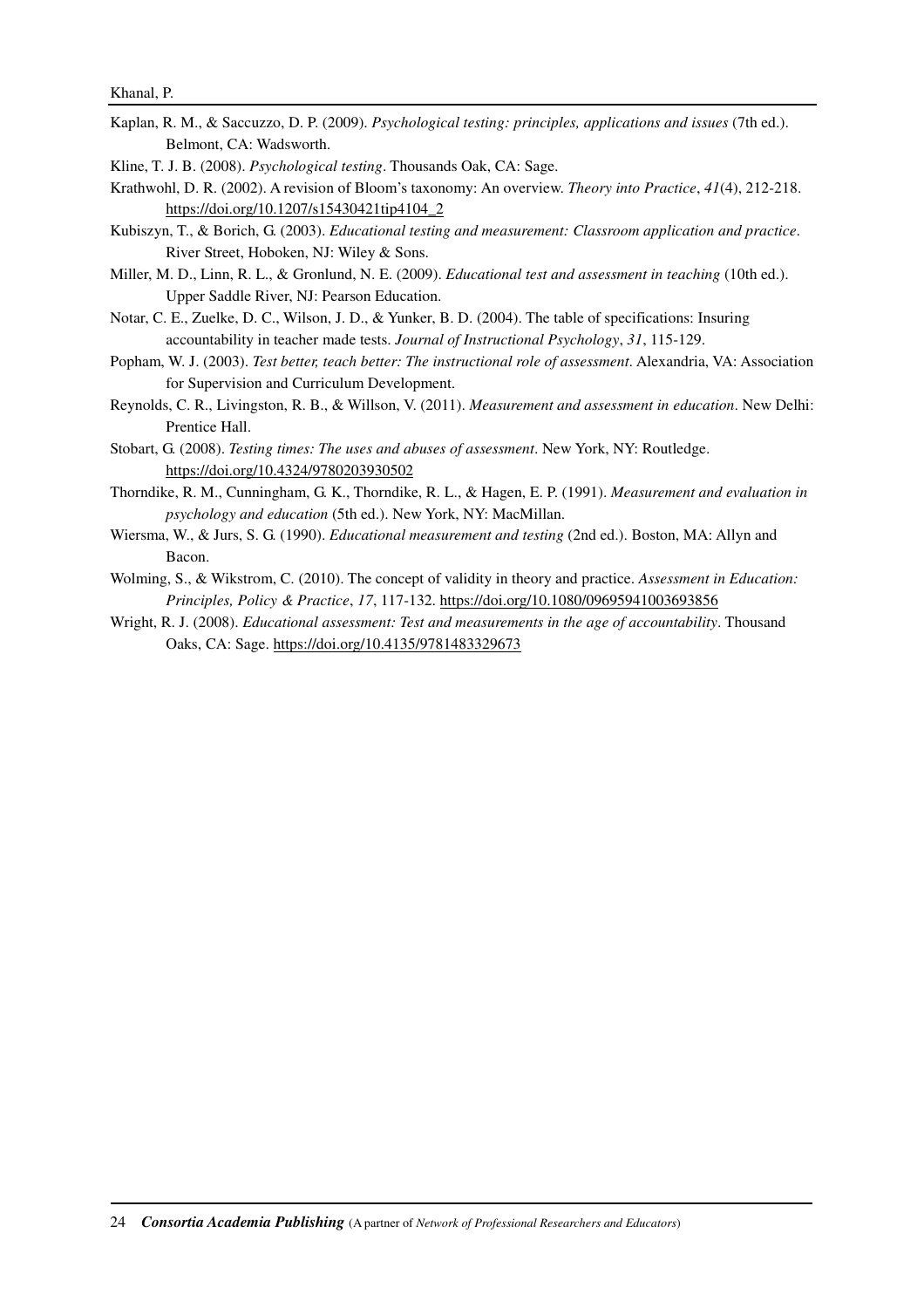Kaplan, R. M., & Saccuzzo, D. P. (2009). *Psychological testing: principles, applications and issues* (7th ed.). Belmont, CA: Wadsworth.

Kline, T. J. B. (2008). *Psychological testing*. Thousands Oak, CA: Sage.

Krathwohl, D. R. (2002). A revision of Bloom's taxonomy: An overview. *Theory into Practice*, *41*(4), 212-218. https://doi.org/10.1207/s15430421tip4104_2

Kubiszyn, T., & Borich, G. (2003). *Educational testing and measurement: Classroom application and practice*. River Street, Hoboken, NJ: Wiley & Sons.

Miller, M. D., Linn, R. L., & Gronlund, N. E. (2009). *Educational test and assessment in teaching* (10th ed.). Upper Saddle River, NJ: Pearson Education.

Notar, C. E., Zuelke, D. C., Wilson, J. D., & Yunker, B. D. (2004). The table of specifications: Insuring accountability in teacher made tests. *Journal of Instructional Psychology*, *31*, 115-129.

Popham, W. J. (2003). *Test better, teach better: The instructional role of assessment*. Alexandria, VA: Association for Supervision and Curriculum Development.

Reynolds, C. R., Livingston, R. B., & Willson, V. (2011). *Measurement and assessment in education*. New Delhi: Prentice Hall.

Stobart, G. (2008). *Testing times: The uses and abuses of assessment*. New York, NY: Routledge. https://doi.org/10.4324/9780203930502

Thorndike, R. M., Cunningham, G. K., Thorndike, R. L., & Hagen, E. P. (1991). *Measurement and evaluation in psychology and education* (5th ed.). New York, NY: MacMillan.

Wiersma, W., & Jurs, S. G. (1990). *Educational measurement and testing* (2nd ed.). Boston, MA: Allyn and Bacon.

Wolming, S., & Wikstrom, C. (2010). The concept of validity in theory and practice. *Assessment in Education: Principles, Policy & Practice*, *17*, 117-132. https://doi.org/10.1080/09695941003693856

Wright, R. J. (2008). *Educational assessment: Test and measurements in the age of accountability*. Thousand Oaks, CA: Sage. https://doi.org/10.4135/9781483329673